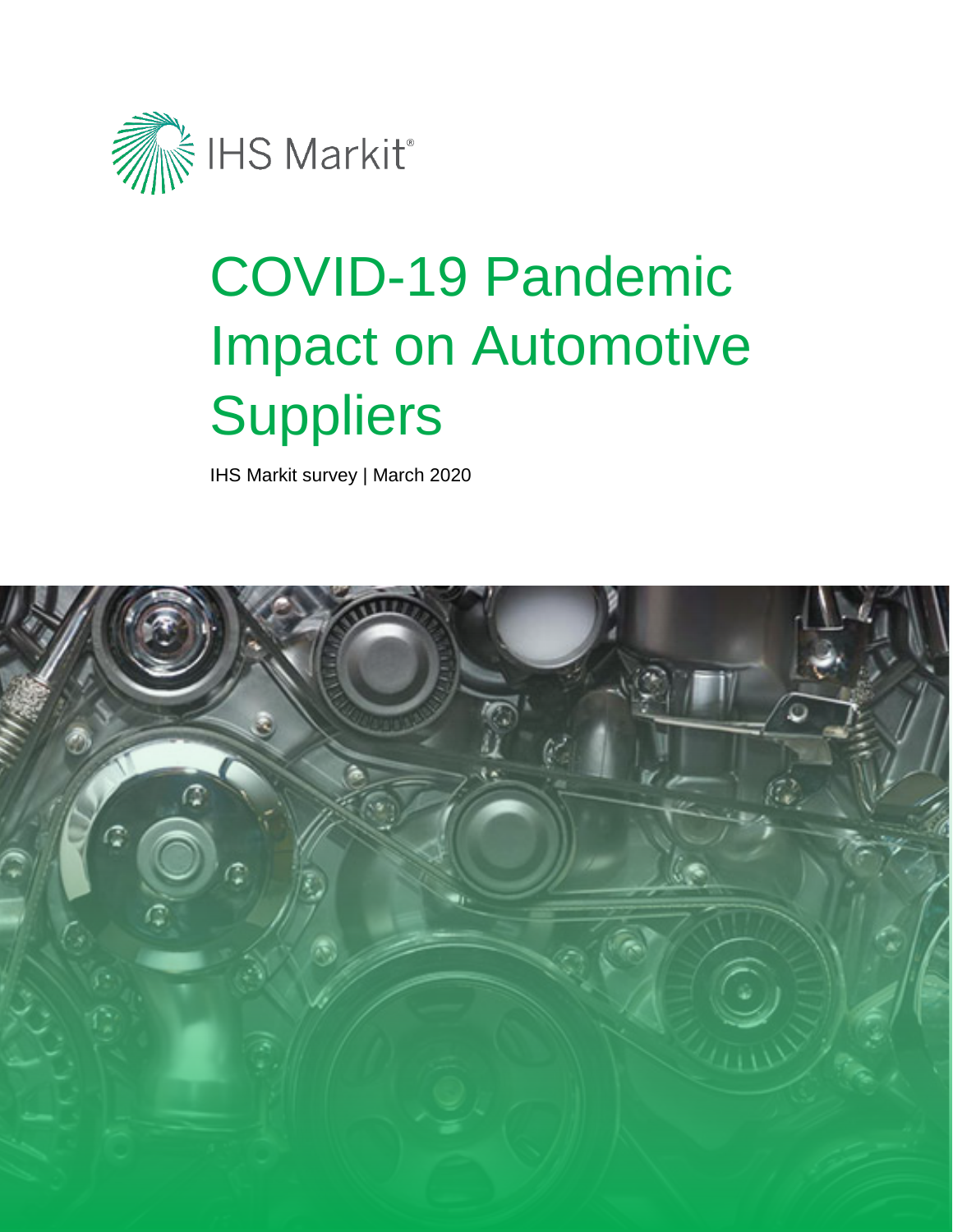IHS Markit®

# COVID-19 Pandemic Impact on Automotive Suppliers

IHS Markit survey | March 2020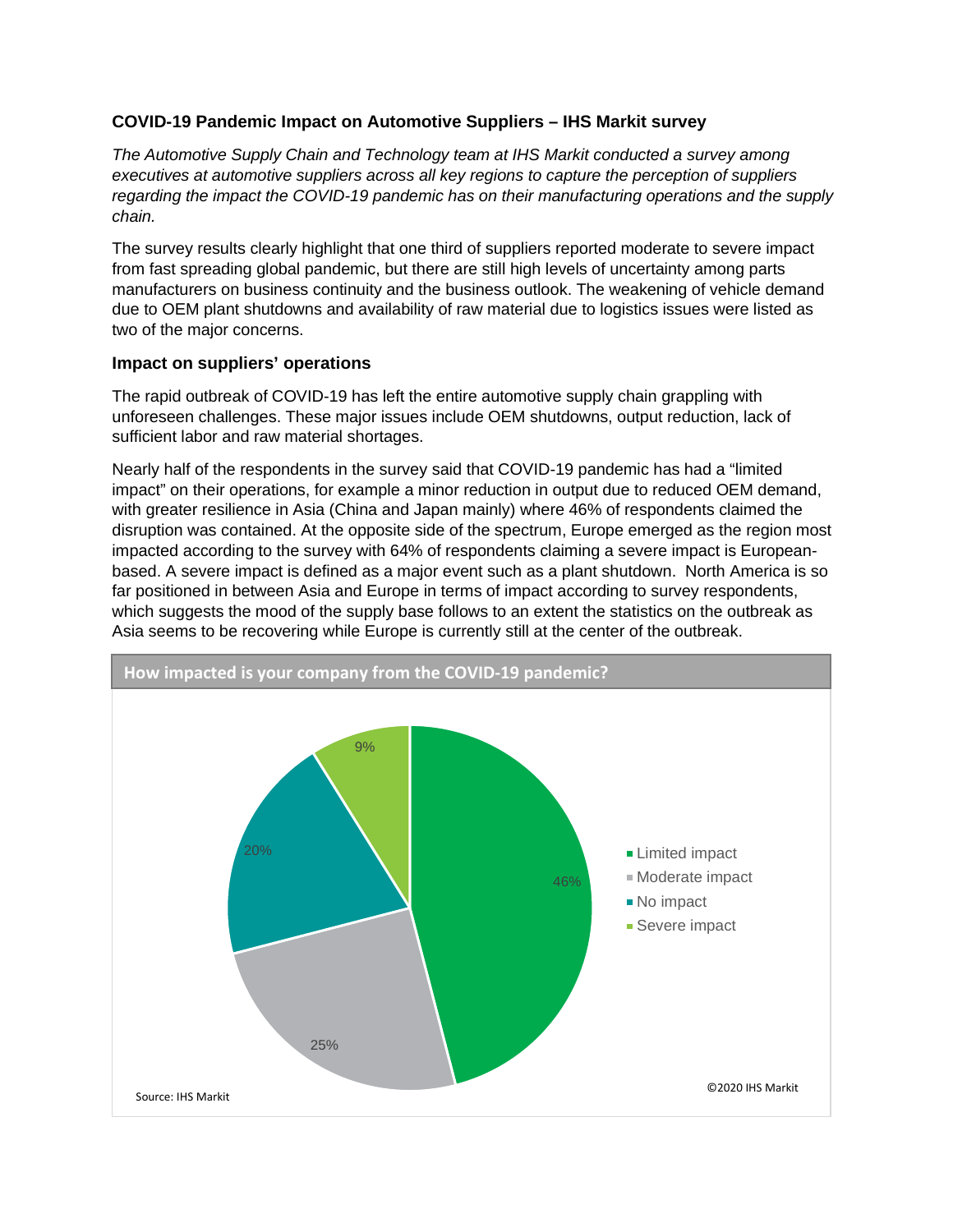## COVID-19 Pandemic Impact on Automotive Suppliers – IHS Markit survey

*The Automotive Supply Chain and Technology team at IHS Markit conducted a survey among executives at automotive suppliers across all key regions to capture the perception of suppliers regarding the impact the COVID-19 pandemic has on their manufacturing operations and the supply chain.*

The survey results clearly highlight that one third of suppliers reported moderate to severe impact from fast spreading global pandemic, but there are still high levels of uncertainty among parts manufacturers on business continuity and the business outlook. The weakening of vehicle demand due to OEM plant shutdowns and availability of raw material due to logistics issues were listed as two of the major concerns.

### Impact on suppliers' operations

The rapid outbreak of COVID-19 has left the entire automotive supply chain grappling with unforeseen challenges. These major issues include OEM shutdowns, output reduction, lack of sufficient labor and raw material shortages.

Nearly half of the respondents in the survey said that COVID-19 pandemic has had a "limited impact" on their operations, for example a minor reduction in output due to reduced OEM demand, with greater resilience in Asia (China and Japan mainly) where 46% of respondents claimed the disruption was contained. At the opposite side of the spectrum, Europe emerged as the region most impacted according to the survey with 64% of respondents claiming a severe impact is European-based. A severe impact is defined as a major event such as a plant shutdown. North America is so far positioned in between Asia and Europe in terms of impact according to survey respondents, which suggests the mood of the supply base follows to an extent the statistics on the outbreak as Asia seems to be recovering while Europe is currently still at the center of the outbreak.

**How impacted is your company from the COVID-19 pandemic?**

| Response | Share |
|---|---|
| Limited impact | 46% |
| Moderate impact | 25% |
| No impact | 20% |
| Severe impact | 9% |

Source: IHS Markit

©2020 IHS Markit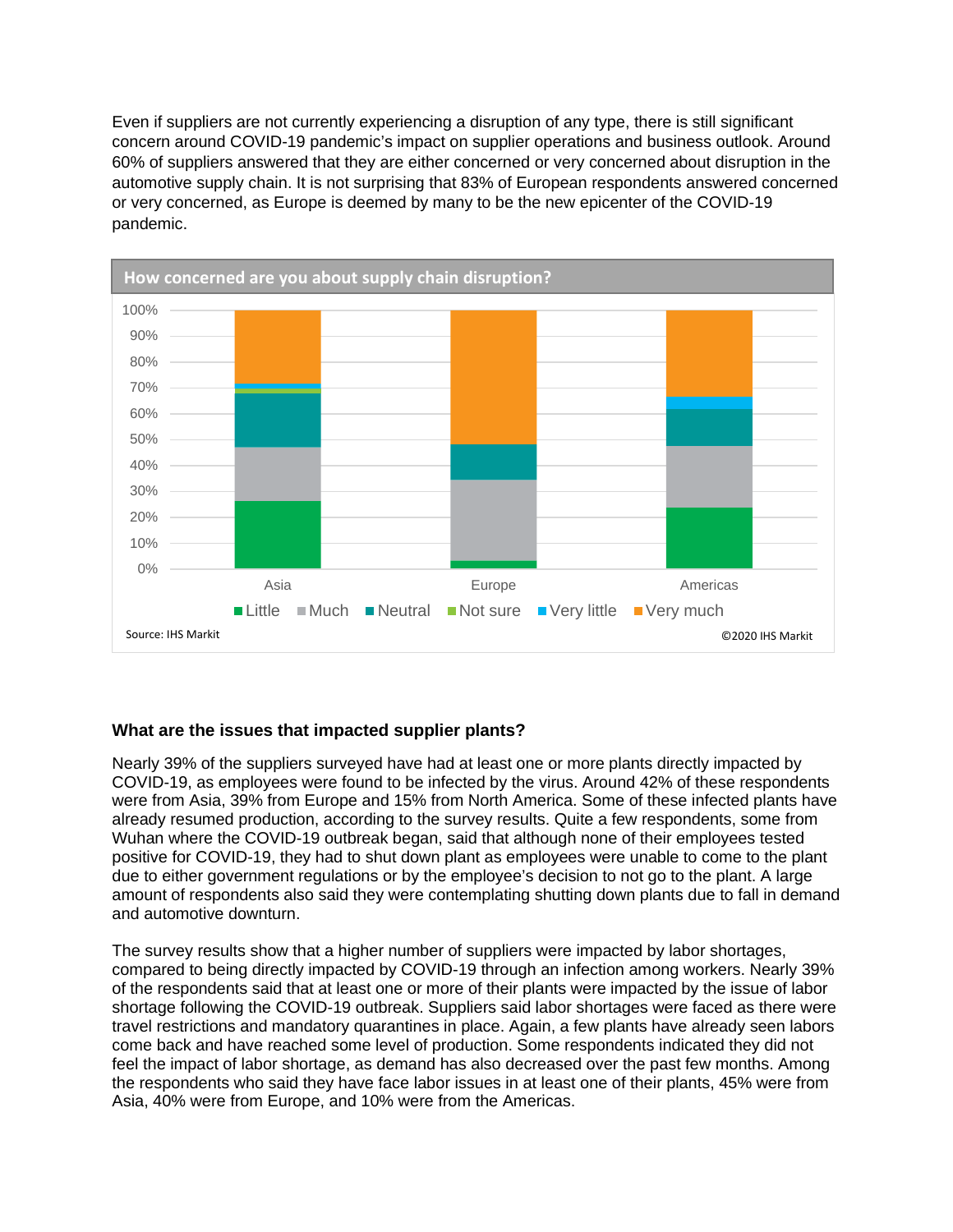Even if suppliers are not currently experiencing a disruption of any type, there is still significant concern around COVID-19 pandemic's impact on supplier operations and business outlook. Around 60% of suppliers answered that they are either concerned or very concerned about disruption in the automotive supply chain. It is not surprising that 83% of European respondents answered concerned or very concerned, as Europe is deemed by many to be the new epicenter of the COVID-19 pandemic.

**How concerned are you about supply chain disruption?**

Legend: Little, Much, Neutral, Not sure, Very little, Very much

Regions: Asia, Europe, Americas

Source: IHS Markit

©2020 IHS Markit

### What are the issues that impacted supplier plants?

Nearly 39% of the suppliers surveyed have had at least one or more plants directly impacted by COVID-19, as employees were found to be infected by the virus. Around 42% of these respondents were from Asia, 39% from Europe and 15% from North America. Some of these infected plants have already resumed production, according to the survey results. Quite a few respondents, some from Wuhan where the COVID-19 outbreak began, said that although none of their employees tested positive for COVID-19, they had to shut down plant as employees were unable to come to the plant due to either government regulations or by the employee's decision to not go to the plant. A large amount of respondents also said they were contemplating shutting down plants due to fall in demand and automotive downturn.

The survey results show that a higher number of suppliers were impacted by labor shortages, compared to being directly impacted by COVID-19 through an infection among workers. Nearly 39% of the respondents said that at least one or more of their plants were impacted by the issue of labor shortage following the COVID-19 outbreak. Suppliers said labor shortages were faced as there were travel restrictions and mandatory quarantines in place. Again, a few plants have already seen labors come back and have reached some level of production. Some respondents indicated they did not feel the impact of labor shortage, as demand has also decreased over the past few months. Among the respondents who said they have face labor issues in at least one of their plants, 45% were from Asia, 40% were from Europe, and 10% were from the Americas.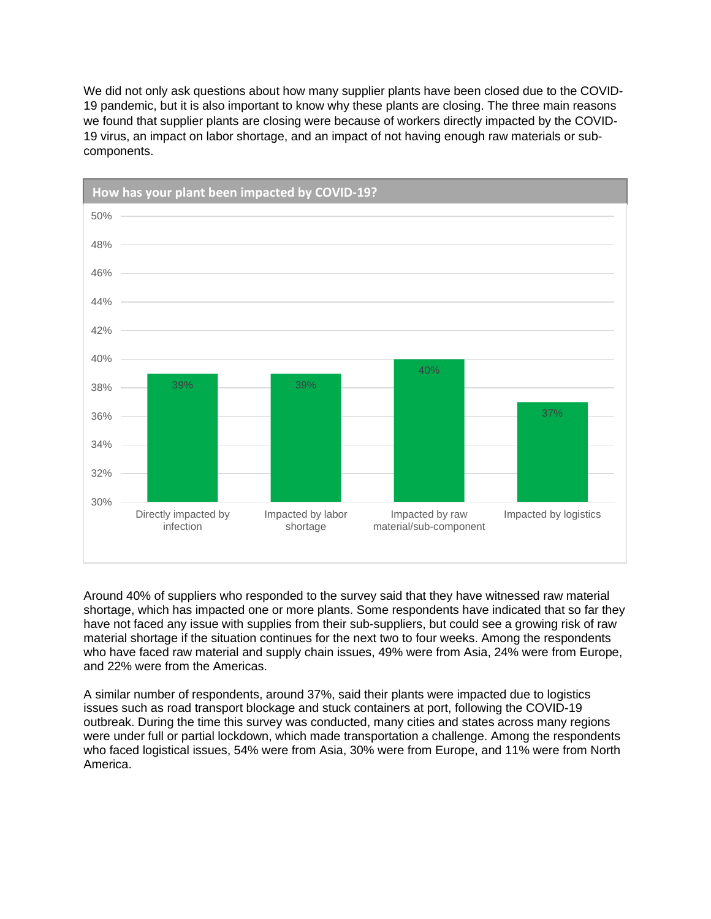We did not only ask questions about how many supplier plants have been closed due to the COVID-19 pandemic, but it is also important to know why these plants are closing. The three main reasons we found that supplier plants are closing were because of workers directly impacted by the COVID-19 virus, an impact on labor shortage, and an impact of not having enough raw materials or sub-components.

**How has your plant been impacted by COVID-19?**

| Impact | Percentage |
| --- | --- |
| Directly impacted by infection | 39% |
| Impacted by labor shortage | 39% |
| Impacted by raw material/sub-component | 40% |
| Impacted by logistics | 37% |

Around 40% of suppliers who responded to the survey said that they have witnessed raw material shortage, which has impacted one or more plants. Some respondents have indicated that so far they have not faced any issue with supplies from their sub-suppliers, but could see a growing risk of raw material shortage if the situation continues for the next two to four weeks. Among the respondents who have faced raw material and supply chain issues, 49% were from Asia, 24% were from Europe, and 22% were from the Americas.

A similar number of respondents, around 37%, said their plants were impacted due to logistics issues such as road transport blockage and stuck containers at port, following the COVID-19 outbreak. During the time this survey was conducted, many cities and states across many regions were under full or partial lockdown, which made transportation a challenge. Among the respondents who faced logistical issues, 54% were from Asia, 30% were from Europe, and 11% were from North America.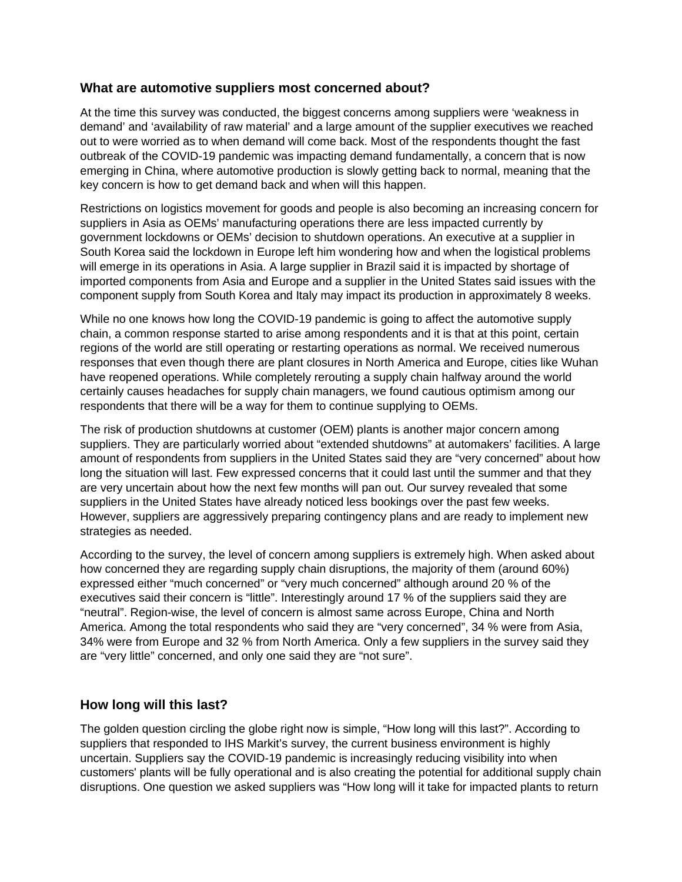## What are automotive suppliers most concerned about?

At the time this survey was conducted, the biggest concerns among suppliers were 'weakness in demand' and 'availability of raw material' and a large amount of the supplier executives we reached out to were worried as to when demand will come back. Most of the respondents thought the fast outbreak of the COVID-19 pandemic was impacting demand fundamentally, a concern that is now emerging in China, where automotive production is slowly getting back to normal, meaning that the key concern is how to get demand back and when will this happen.

Restrictions on logistics movement for goods and people is also becoming an increasing concern for suppliers in Asia as OEMs' manufacturing operations there are less impacted currently by government lockdowns or OEMs' decision to shutdown operations. An executive at a supplier in South Korea said the lockdown in Europe left him wondering how and when the logistical problems will emerge in its operations in Asia. A large supplier in Brazil said it is impacted by shortage of imported components from Asia and Europe and a supplier in the United States said issues with the component supply from South Korea and Italy may impact its production in approximately 8 weeks.

While no one knows how long the COVID-19 pandemic is going to affect the automotive supply chain, a common response started to arise among respondents and it is that at this point, certain regions of the world are still operating or restarting operations as normal. We received numerous responses that even though there are plant closures in North America and Europe, cities like Wuhan have reopened operations. While completely rerouting a supply chain halfway around the world certainly causes headaches for supply chain managers, we found cautious optimism among our respondents that there will be a way for them to continue supplying to OEMs.

The risk of production shutdowns at customer (OEM) plants is another major concern among suppliers. They are particularly worried about "extended shutdowns" at automakers' facilities. A large amount of respondents from suppliers in the United States said they are "very concerned" about how long the situation will last. Few expressed concerns that it could last until the summer and that they are very uncertain about how the next few months will pan out. Our survey revealed that some suppliers in the United States have already noticed less bookings over the past few weeks. However, suppliers are aggressively preparing contingency plans and are ready to implement new strategies as needed.

According to the survey, the level of concern among suppliers is extremely high. When asked about how concerned they are regarding supply chain disruptions, the majority of them (around 60%) expressed either "much concerned" or "very much concerned" although around 20 % of the executives said their concern is "little". Interestingly around 17 % of the suppliers said they are "neutral". Region-wise, the level of concern is almost same across Europe, China and North America. Among the total respondents who said they are "very concerned", 34 % were from Asia, 34% were from Europe and 32 % from North America. Only a few suppliers in the survey said they are "very little" concerned, and only one said they are "not sure".

## How long will this last?

The golden question circling the globe right now is simple, "How long will this last?". According to suppliers that responded to IHS Markit's survey, the current business environment is highly uncertain. Suppliers say the COVID-19 pandemic is increasingly reducing visibility into when customers' plants will be fully operational and is also creating the potential for additional supply chain disruptions. One question we asked suppliers was "How long will it take for impacted plants to return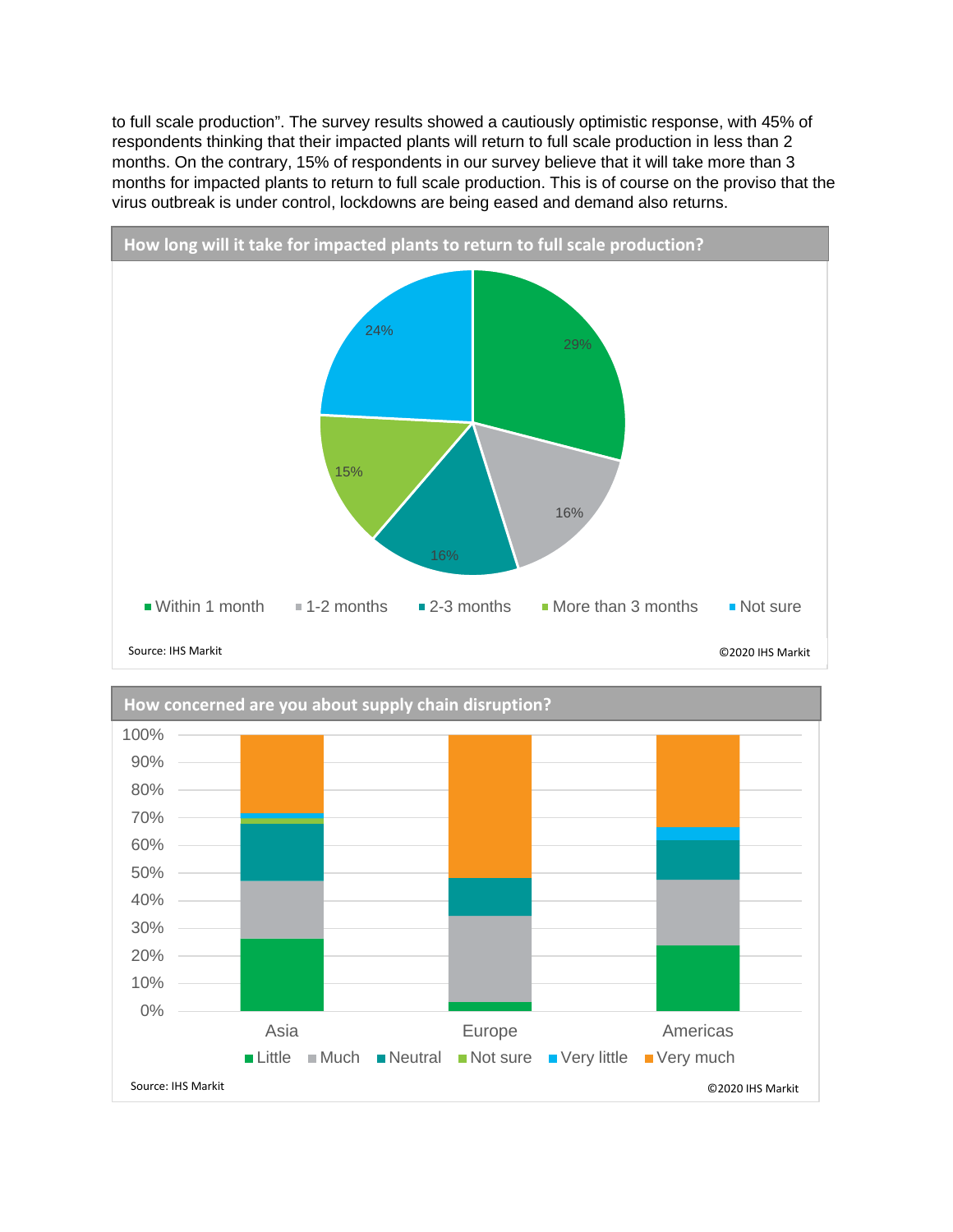to full scale production". The survey results showed a cautiously optimistic response, with 45% of respondents thinking that their impacted plants will return to full scale production in less than 2 months. On the contrary, 15% of respondents in our survey believe that it will take more than 3 months for impacted plants to return to full scale production. This is of course on the proviso that the virus outbreak is under control, lockdowns are being eased and demand also returns.

**How long will it take for impacted plants to return to full scale production?**

| Response | Share |
|---|---|
| Within 1 month | 29% |
| 1-2 months | 16% |
| 2-3 months | 16% |
| More than 3 months | 15% |
| Not sure | 24% |

Source: IHS Markit ©2020 IHS Markit

**How concerned are you about supply chain disruption?**

Stacked bar chart (0%–100%) for Asia, Europe and Americas. Legend: Little, Much, Neutral, Not sure, Very little, Very much.

Source: IHS Markit ©2020 IHS Markit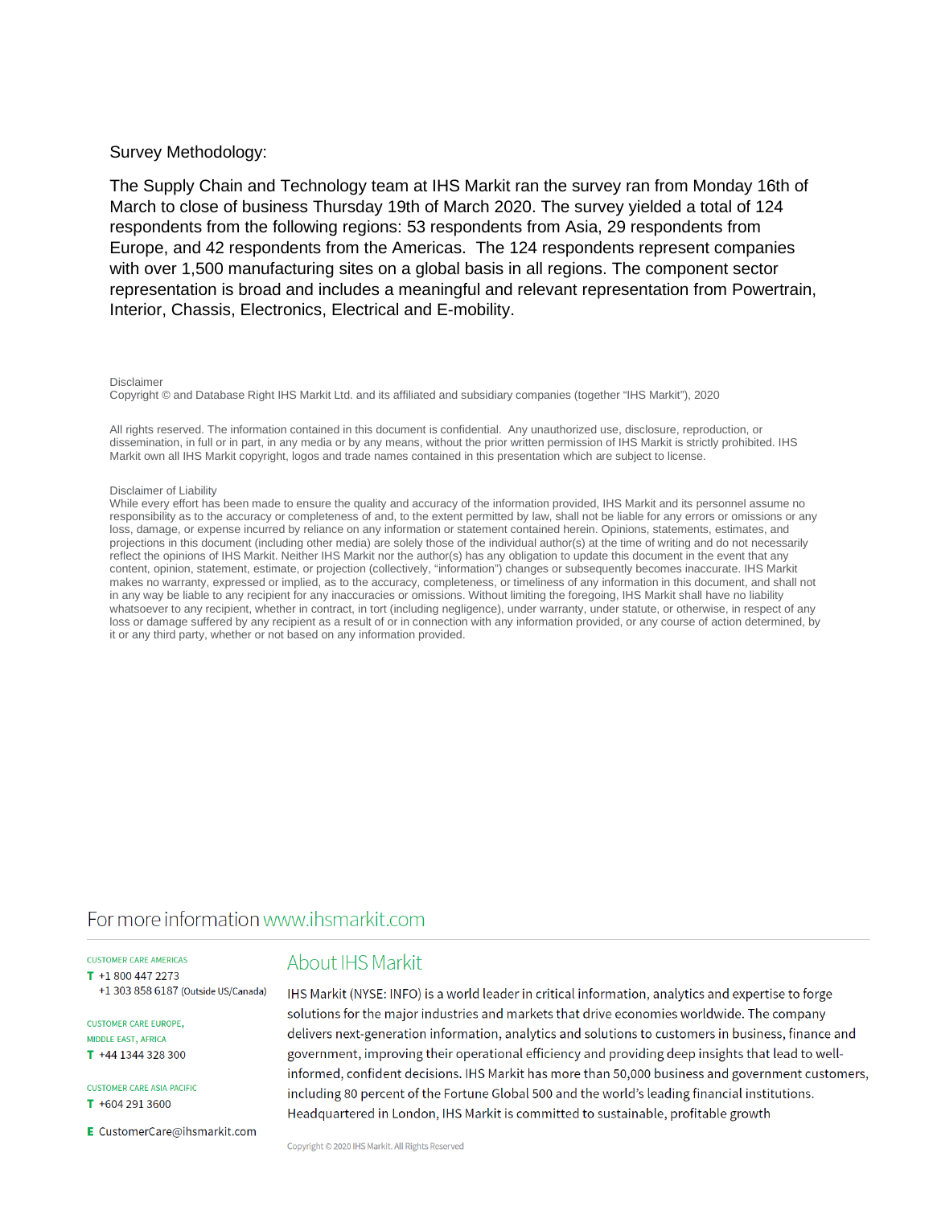Survey Methodology:

The Supply Chain and Technology team at IHS Markit ran the survey ran from Monday 16th of March to close of business Thursday 19th of March 2020. The survey yielded a total of 124 respondents from the following regions: 53 respondents from Asia, 29 respondents from Europe, and 42 respondents from the Americas. The 124 respondents represent companies with over 1,500 manufacturing sites on a global basis in all regions. The component sector representation is broad and includes a meaningful and relevant representation from Powertrain, Interior, Chassis, Electronics, Electrical and E-mobility.

Disclaimer
Copyright © and Database Right IHS Markit Ltd. and its affiliated and subsidiary companies (together "IHS Markit"), 2020

All rights reserved. The information contained in this document is confidential. Any unauthorized use, disclosure, reproduction, or dissemination, in full or in part, in any media or by any means, without the prior written permission of IHS Markit is strictly prohibited. IHS Markit own all IHS Markit copyright, logos and trade names contained in this presentation which are subject to license.

Disclaimer of Liability
While every effort has been made to ensure the quality and accuracy of the information provided, IHS Markit and its personnel assume no responsibility as to the accuracy or completeness of and, to the extent permitted by law, shall not be liable for any errors or omissions or any loss, damage, or expense incurred by reliance on any information or statement contained herein. Opinions, statements, estimates, and projections in this document (including other media) are solely those of the individual author(s) at the time of writing and do not necessarily reflect the opinions of IHS Markit. Neither IHS Markit nor the author(s) has any obligation to update this document in the event that any content, opinion, statement, estimate, or projection (collectively, "information") changes or subsequently becomes inaccurate. IHS Markit makes no warranty, expressed or implied, as to the accuracy, completeness, or timeliness of any information in this document, and shall not in any way be liable to any recipient for any inaccuracies or omissions. Without limiting the foregoing, IHS Markit shall have no liability whatsoever to any recipient, whether in contract, in tort (including negligence), under warranty, under statute, or otherwise, in respect of any loss or damage suffered by any recipient as a result of or in connection with any information provided, or any course of action determined, by it or any third party, whether or not based on any information provided.

For more information www.ihsmarkit.com

CUSTOMER CARE AMERICAS
T +1 800 447 2273
+1 303 858 6187 (Outside US/Canada)

CUSTOMER CARE EUROPE, MIDDLE EAST, AFRICA
T +44 1344 328 300

CUSTOMER CARE ASIA PACIFIC
T +604 291 3600

E CustomerCare@ihsmarkit.com

## About IHS Markit

IHS Markit (NYSE: INFO) is a world leader in critical information, analytics and expertise to forge solutions for the major industries and markets that drive economies worldwide. The company delivers next-generation information, analytics and solutions to customers in business, finance and government, improving their operational efficiency and providing deep insights that lead to well-informed, confident decisions. IHS Markit has more than 50,000 business and government customers, including 80 percent of the Fortune Global 500 and the world's leading financial institutions. Headquartered in London, IHS Markit is committed to sustainable, profitable growth

Copyright © 2020 IHS Markit. All Rights Reserved